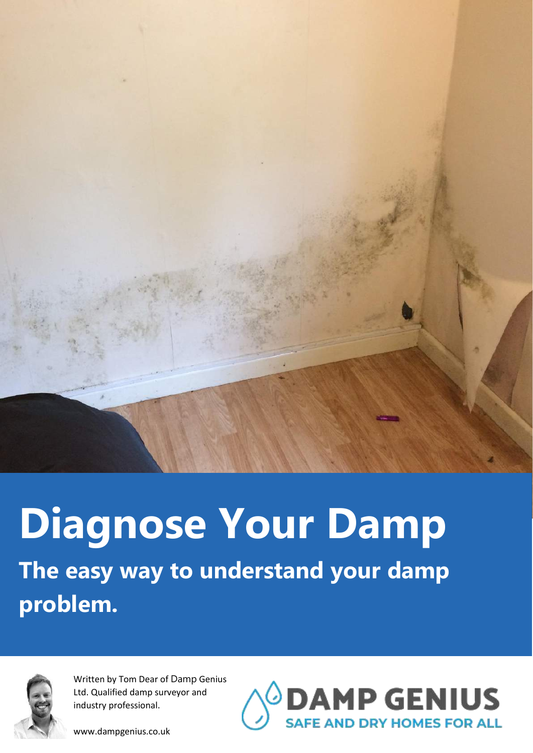# Diagnose Your Damp

## The easy way to understand your damp problem.

Written by Tom Dear of Damp Genius Ltd. Qualified damp surveyor and industry professional.

www.dampgenius.co.uk

DAMP GENIUS
SAFE AND DRY HOMES FOR ALL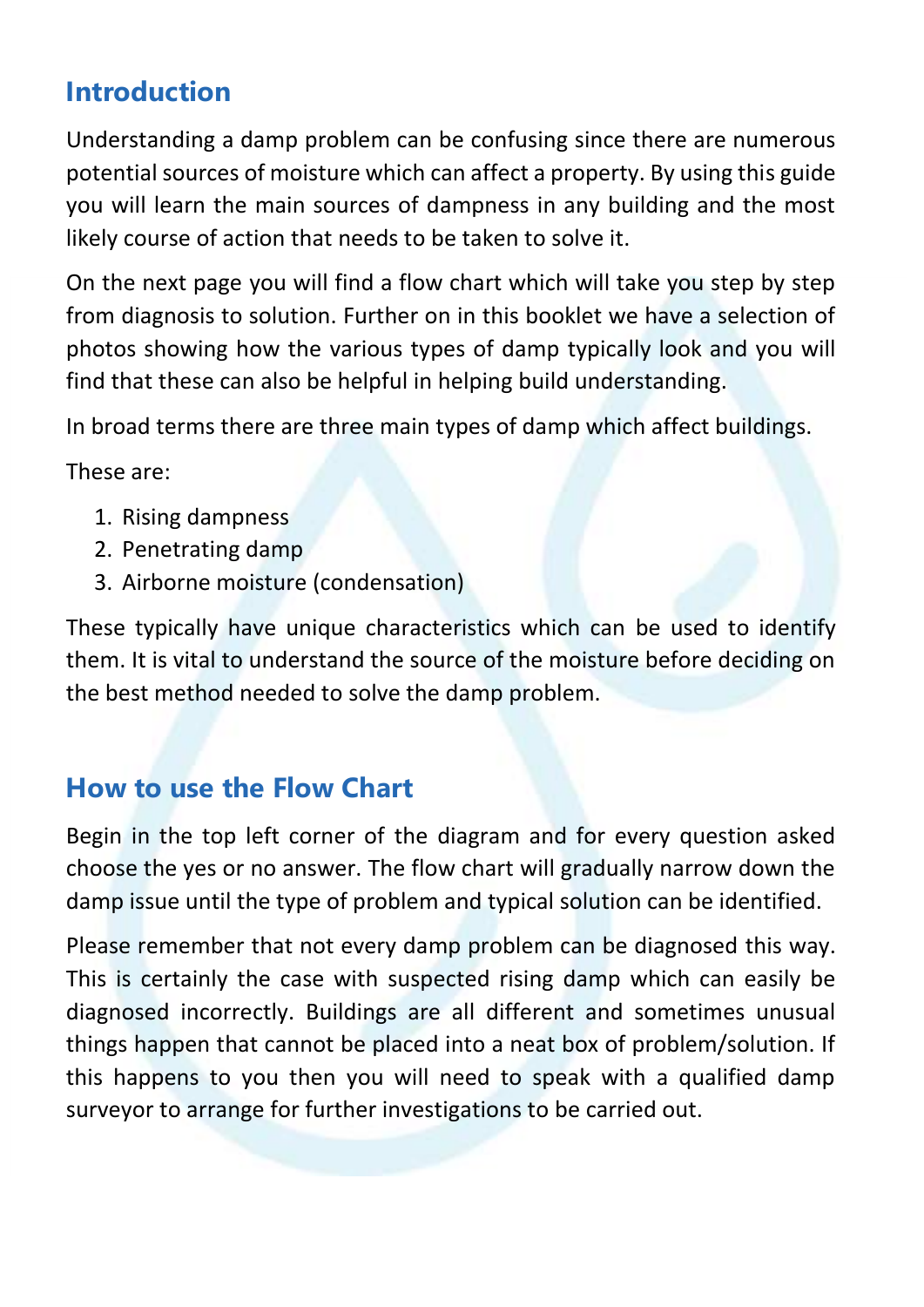## Introduction

Understanding a damp problem can be confusing since there are numerous potential sources of moisture which can affect a property. By using this guide you will learn the main sources of dampness in any building and the most likely course of action that needs to be taken to solve it.

On the next page you will find a flow chart which will take you step by step from diagnosis to solution. Further on in this booklet we have a selection of photos showing how the various types of damp typically look and you will find that these can also be helpful in helping build understanding.

In broad terms there are three main types of damp which affect buildings.

These are:

1. Rising dampness
2. Penetrating damp
3. Airborne moisture (condensation)

These typically have unique characteristics which can be used to identify them. It is vital to understand the source of the moisture before deciding on the best method needed to solve the damp problem.

## How to use the Flow Chart

Begin in the top left corner of the diagram and for every question asked choose the yes or no answer. The flow chart will gradually narrow down the damp issue until the type of problem and typical solution can be identified.

Please remember that not every damp problem can be diagnosed this way. This is certainly the case with suspected rising damp which can easily be diagnosed incorrectly. Buildings are all different and sometimes unusual things happen that cannot be placed into a neat box of problem/solution. If this happens to you then you will need to speak with a qualified damp surveyor to arrange for further investigations to be carried out.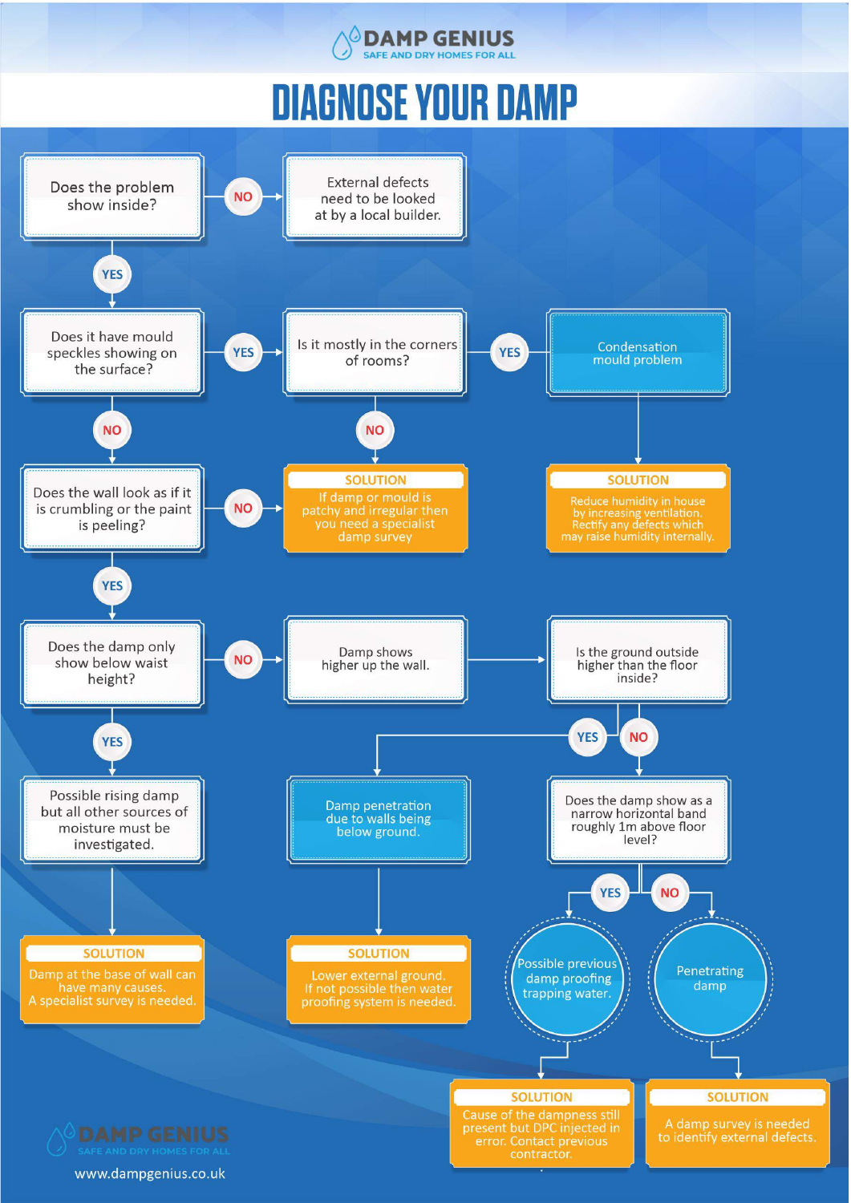# DAMP GENIUS

SAFE AND DRY HOMES FOR ALL

# DIAGNOSE YOUR DAMP

**Does the problem show inside?**

- **NO** → External defects need to be looked at by a local builder.
- **YES** → Does it have mould speckles showing on the surface?

**Does it have mould speckles showing on the surface?**

- **YES** → Is it mostly in the corners of rooms?
  - **YES** → Condensation mould problem
    - **SOLUTION:** Reduce humidity in house by increasing ventilation. Rectify any defects which may raise humidity internally.
  - **NO** → **SOLUTION:** If damp or mould is patchy and irregular then you need a specialist damp survey
- **NO** → Does the wall look as if it is crumbling or the paint is peeling?

**Does the wall look as if it is crumbling or the paint is peeling?**

- **NO** → **SOLUTION:** If damp or mould is patchy and irregular then you need a specialist damp survey
- **YES** → Does the damp only show below waist height?

**Does the damp only show below waist height?**

- **YES** → Possible rising damp but all other sources of moisture must be investigated.
  - **SOLUTION:** Damp at the base of wall can have many causes. A specialist survey is needed.
- **NO** → Damp shows higher up the wall. → Is the ground outside higher than the floor inside?

**Is the ground outside higher than the floor inside?**

- **YES** → Damp penetration due to walls being below ground.
  - **SOLUTION:** Lower external ground. If not possible then water proofing system is needed.
- **NO** → Does the damp show as a narrow horizontal band roughly 1m above floor level?

**Does the damp show as a narrow horizontal band roughly 1m above floor level?**

- **YES** → Possible previous damp proofing trapping water.
  - **SOLUTION:** Cause of the dampness still present but DPC injected in error. Contact previous contractor.
- **NO** → Penetrating damp
  - **SOLUTION:** A damp survey is needed to identify external defects.

DAMP GENIUS

SAFE AND DRY HOMES FOR ALL

www.dampgenius.co.uk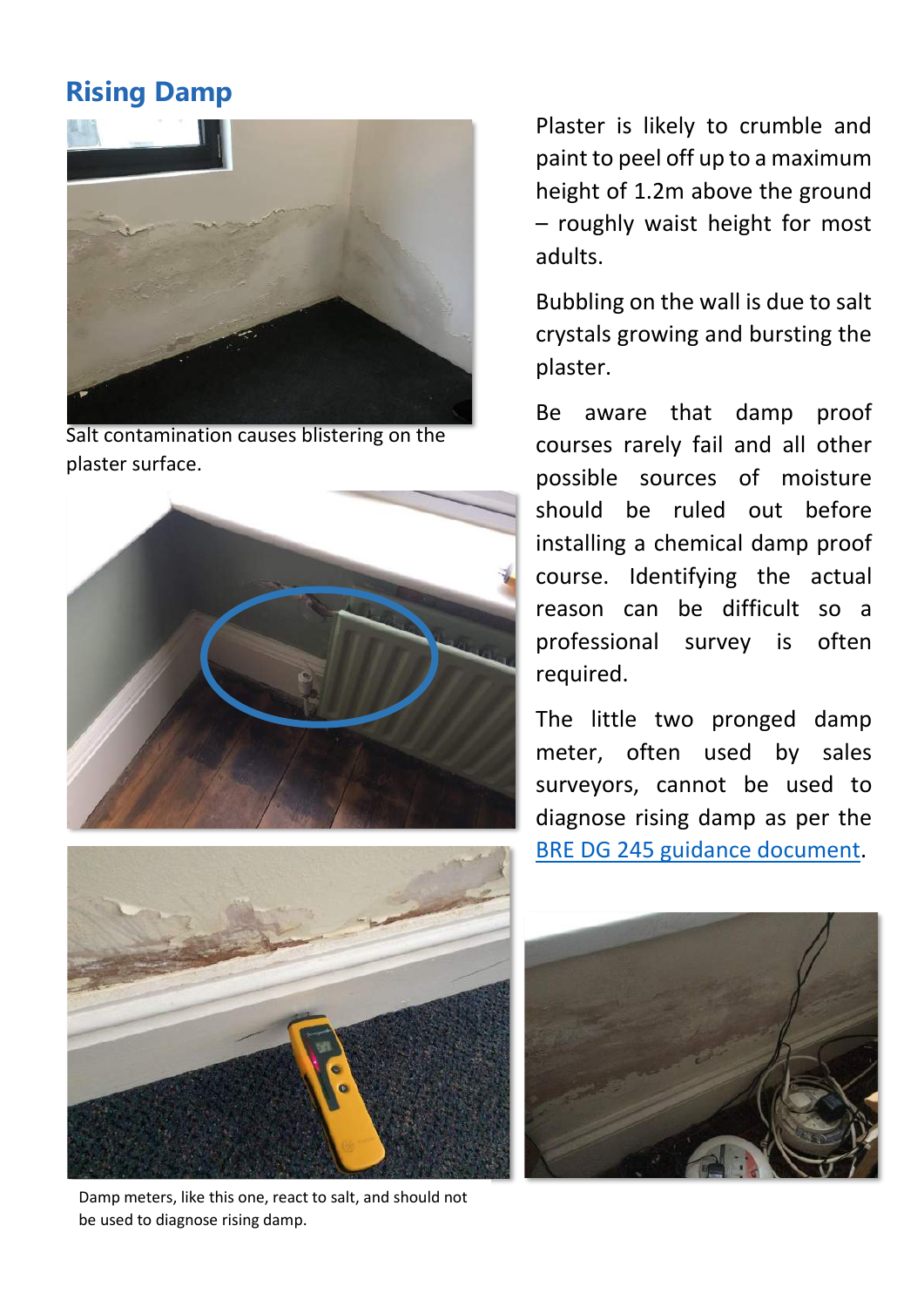## Rising Damp

Salt contamination causes blistering on the plaster surface.

Damp meters, like this one, react to salt, and should not be used to diagnose rising damp.

Plaster is likely to crumble and paint to peel off up to a maximum height of 1.2m above the ground – roughly waist height for most adults.

Bubbling on the wall is due to salt crystals growing and bursting the plaster.

Be aware that damp proof courses rarely fail and all other possible sources of moisture should be ruled out before installing a chemical damp proof course. Identifying the actual reason can be difficult so a professional survey is often required.

The little two pronged damp meter, often used by sales surveyors, cannot be used to diagnose rising damp as per the BRE DG 245 guidance document.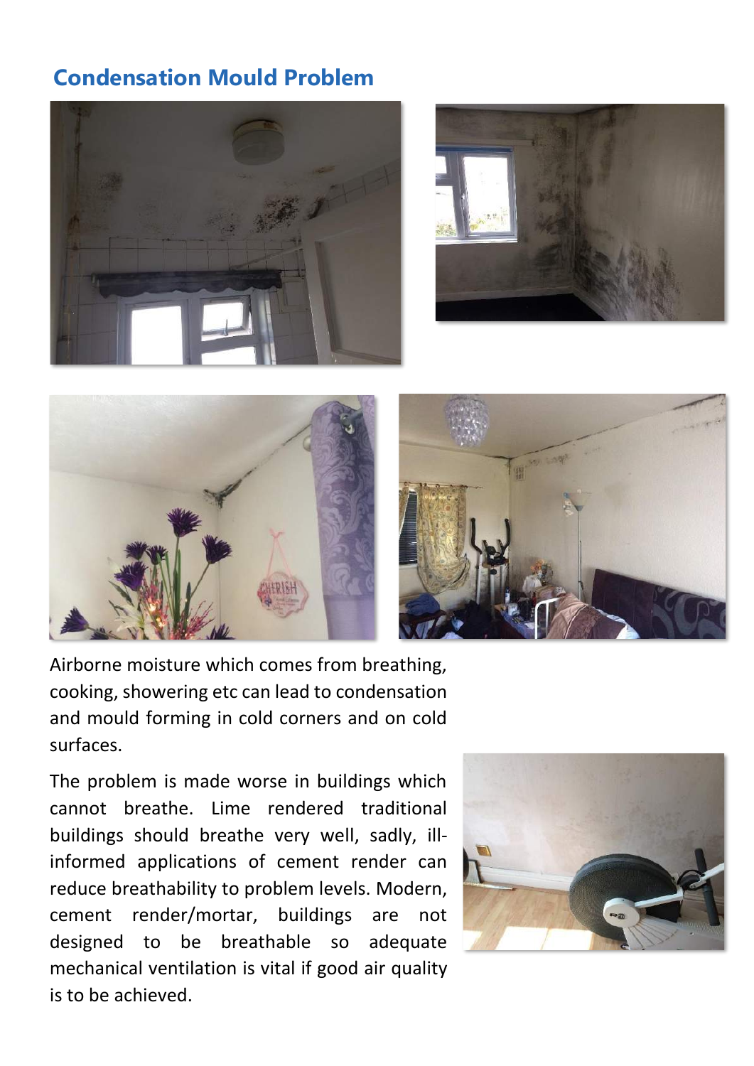## Condensation Mould Problem

Airborne moisture which comes from breathing, cooking, showering etc can lead to condensation and mould forming in cold corners and on cold surfaces.

The problem is made worse in buildings which cannot breathe. Lime rendered traditional buildings should breathe very well, sadly, ill-informed applications of cement render can reduce breathability to problem levels. Modern, cement render/mortar, buildings are not designed to be breathable so adequate mechanical ventilation is vital if good air quality is to be achieved.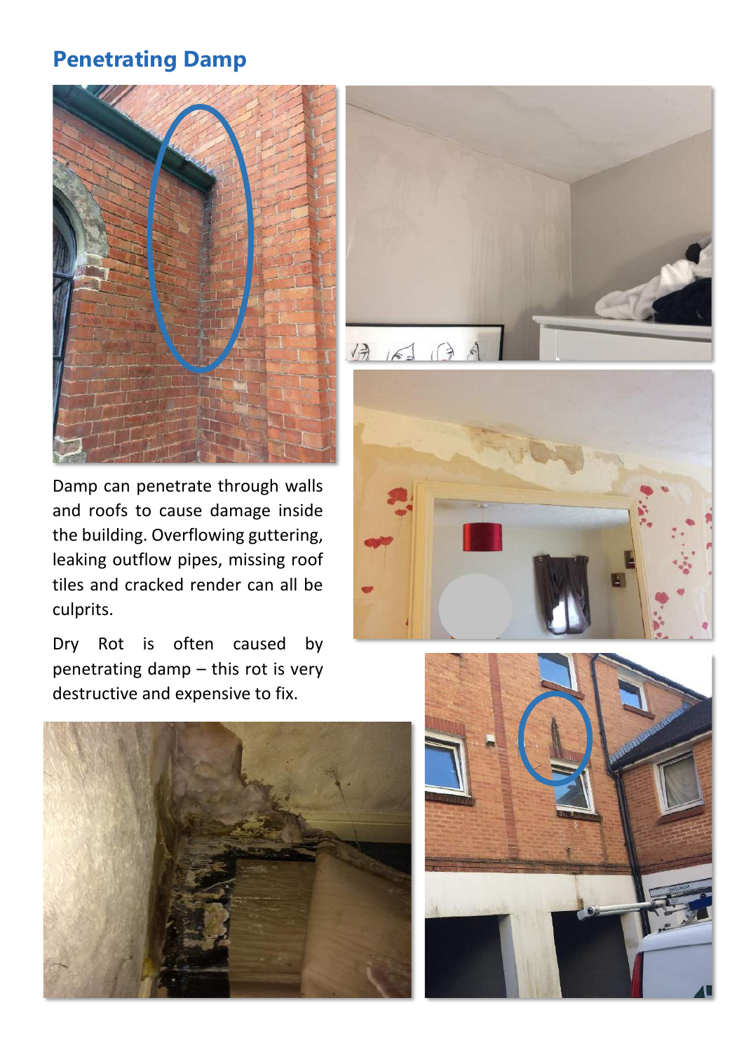## Penetrating Damp

Damp can penetrate through walls and roofs to cause damage inside the building. Overflowing guttering, leaking outflow pipes, missing roof tiles and cracked render can all be culprits.

Dry Rot is often caused by penetrating damp – this rot is very destructive and expensive to fix.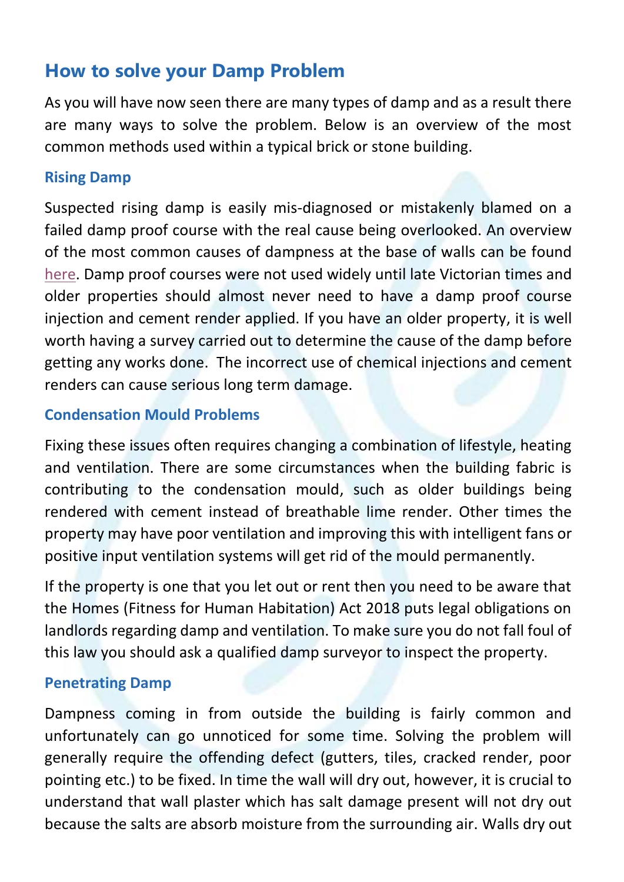## How to solve your Damp Problem

As you will have now seen there are many types of damp and as a result there are many ways to solve the problem. Below is an overview of the most common methods used within a typical brick or stone building.

### Rising Damp

Suspected rising damp is easily mis-diagnosed or mistakenly blamed on a failed damp proof course with the real cause being overlooked. An overview of the most common causes of dampness at the base of walls can be found here. Damp proof courses were not used widely until late Victorian times and older properties should almost never need to have a damp proof course injection and cement render applied. If you have an older property, it is well worth having a survey carried out to determine the cause of the damp before getting any works done. The incorrect use of chemical injections and cement renders can cause serious long term damage.

### Condensation Mould Problems

Fixing these issues often requires changing a combination of lifestyle, heating and ventilation. There are some circumstances when the building fabric is contributing to the condensation mould, such as older buildings being rendered with cement instead of breathable lime render. Other times the property may have poor ventilation and improving this with intelligent fans or positive input ventilation systems will get rid of the mould permanently.

If the property is one that you let out or rent then you need to be aware that the Homes (Fitness for Human Habitation) Act 2018 puts legal obligations on landlords regarding damp and ventilation. To make sure you do not fall foul of this law you should ask a qualified damp surveyor to inspect the property.

### Penetrating Damp

Dampness coming in from outside the building is fairly common and unfortunately can go unnoticed for some time. Solving the problem will generally require the offending defect (gutters, tiles, cracked render, poor pointing etc.) to be fixed. In time the wall will dry out, however, it is crucial to understand that wall plaster which has salt damage present will not dry out because the salts are absorb moisture from the surrounding air. Walls dry out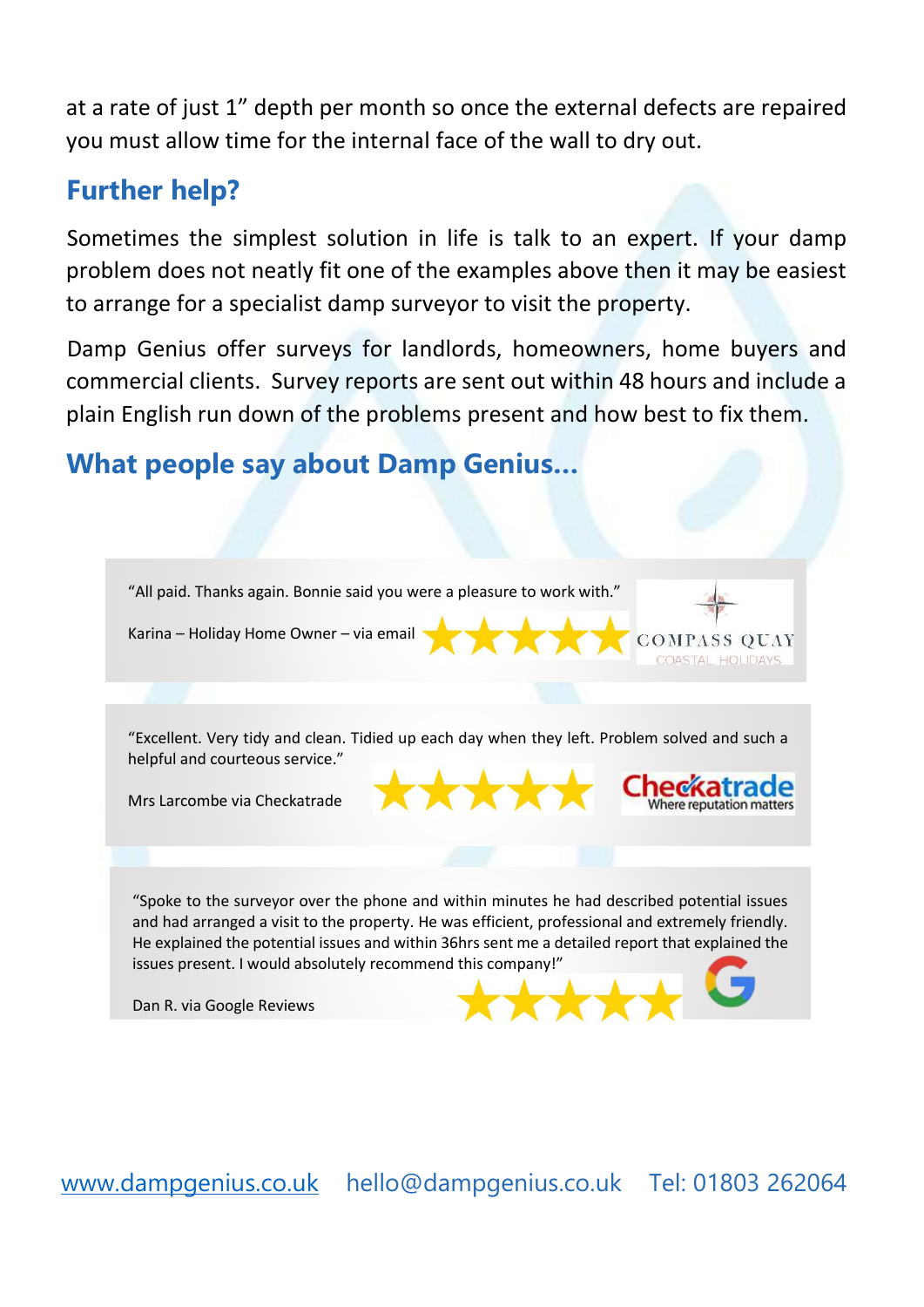at a rate of just 1” depth per month so once the external defects are repaired you must allow time for the internal face of the wall to dry out.

## Further help?

Sometimes the simplest solution in life is talk to an expert. If your damp problem does not neatly fit one of the examples above then it may be easiest to arrange for a specialist damp surveyor to visit the property.

Damp Genius offer surveys for landlords, homeowners, home buyers and commercial clients. Survey reports are sent out within 48 hours and include a plain English run down of the problems present and how best to fix them.

## What people say about Damp Genius...

“All paid. Thanks again. Bonnie said you were a pleasure to work with.”

Karina – Holiday Home Owner – via email

COMPASS QUAY
COASTAL HOLIDAYS

“Excellent. Very tidy and clean. Tidied up each day when they left. Problem solved and such a helpful and courteous service.”

Mrs Larcombe via Checkatrade

Checkatrade
Where reputation matters

“Spoke to the surveyor over the phone and within minutes he had described potential issues and had arranged a visit to the property. He was efficient, professional and extremely friendly. He explained the potential issues and within 36hrs sent me a detailed report that explained the issues present. I would absolutely recommend this company!”

Dan R. via Google Reviews

www.dampgenius.co.uk hello@dampgenius.co.uk Tel: 01803 262064